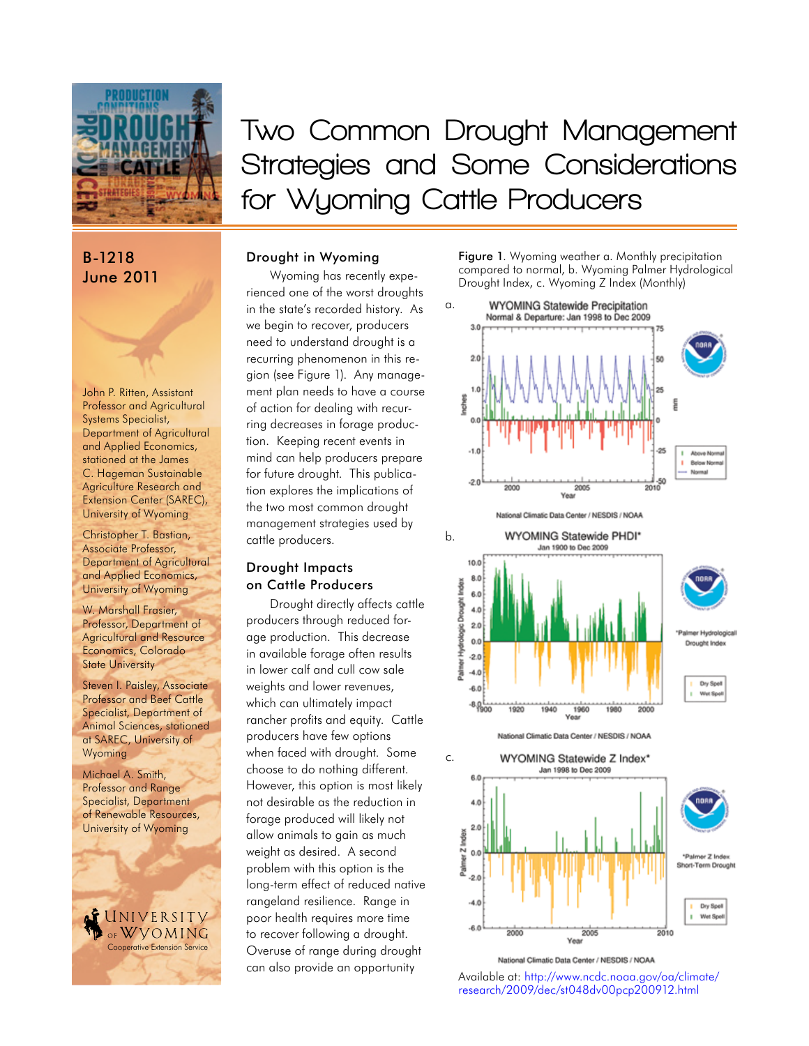# Two Common Drought Management Strategies and Some Considerations for Wyoming Cattle Producers

B-1218
June 2011

John P. Ritten, Assistant Professor and Agricultural Systems Specialist, Department of Agricultural and Applied Economics, stationed at the James C. Hageman Sustainable Agriculture Research and Extension Center (SAREC), University of Wyoming

Christopher T. Bastian, Associate Professor, Department of Agricultural and Applied Economics, University of Wyoming

W. Marshall Frasier, Professor, Department of Agricultural and Resource Economics, Colorado State University

Steven I. Paisley, Associate Professor and Beef Cattle Specialist, Department of Animal Sciences, stationed at SAREC, University of Wyoming

Michael A. Smith, Professor and Range Specialist, Department of Renewable Resources, University of Wyoming

University of Wyoming Cooperative Extension Service

## Drought in Wyoming

Wyoming has recently experienced one of the worst droughts in the state's recorded history. As we begin to recover, producers need to understand drought is a recurring phenomenon in this region (see Figure 1). Any management plan needs to have a course of action for dealing with recurring decreases in forage production. Keeping recent events in mind can help producers prepare for future drought. This publication explores the implications of the two most common drought management strategies used by cattle producers.

## Drought Impacts on Cattle Producers

Drought directly affects cattle producers through reduced forage production. This decrease in available forage often results in lower calf and cull cow sale weights and lower revenues, which can ultimately impact rancher profits and equity. Cattle producers have few options when faced with drought. Some choose to do nothing different. However, this option is most likely not desirable as the reduction in forage produced will likely not allow animals to gain as much weight as desired. A second problem with this option is the long-term effect of reduced native rangeland resilience. Range in poor health requires more time to recover following a drought. Overuse of range during drought can also provide an opportunity

**Figure 1**. Wyoming weather a. Monthly precipitation compared to normal, b. Wyoming Palmer Hydrological Drought Index, c. Wyoming Z Index (Monthly)

Available at: http://www.ncdc.noaa.gov/oa/climate/research/2009/dec/st048dv00pcp200912.html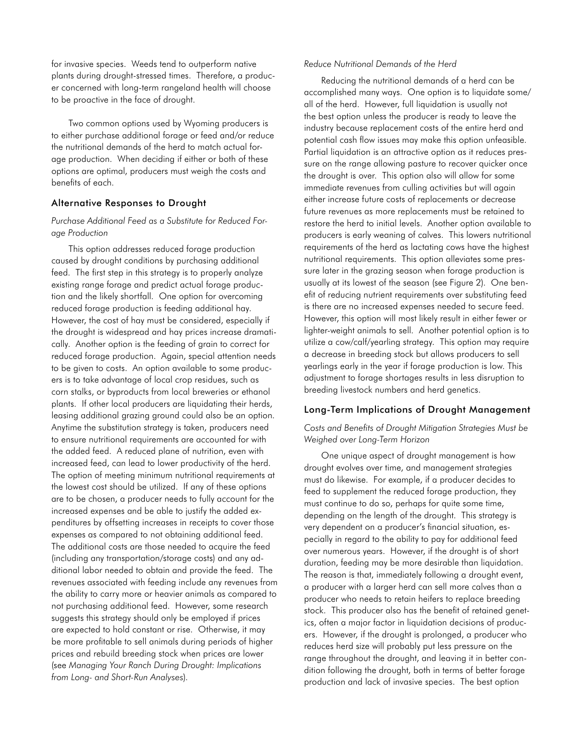for invasive species. Weeds tend to outperform native plants during drought-stressed times. Therefore, a producer concerned with long-term rangeland health will choose to be proactive in the face of drought.

Two common options used by Wyoming producers is to either purchase additional forage or feed and/or reduce the nutritional demands of the herd to match actual forage production. When deciding if either or both of these options are optimal, producers must weigh the costs and benefits of each.

## Alternative Responses to Drought

### *Purchase Additional Feed as a Substitute for Reduced Forage Production*

This option addresses reduced forage production caused by drought conditions by purchasing additional feed. The first step in this strategy is to properly analyze existing range forage and predict actual forage production and the likely shortfall. One option for overcoming reduced forage production is feeding additional hay. However, the cost of hay must be considered, especially if the drought is widespread and hay prices increase dramatically. Another option is the feeding of grain to correct for reduced forage production. Again, special attention needs to be given to costs. An option available to some producers is to take advantage of local crop residues, such as corn stalks, or byproducts from local breweries or ethanol plants. If other local producers are liquidating their herds, leasing additional grazing ground could also be an option. Anytime the substitution strategy is taken, producers need to ensure nutritional requirements are accounted for with the added feed. A reduced plane of nutrition, even with increased feed, can lead to lower productivity of the herd. The option of meeting minimum nutritional requirements at the lowest cost should be utilized. If any of these options are to be chosen, a producer needs to fully account for the increased expenses and be able to justify the added expenditures by offsetting increases in receipts to cover those expenses as compared to not obtaining additional feed. The additional costs are those needed to acquire the feed (including any transportation/storage costs) and any additional labor needed to obtain and provide the feed. The revenues associated with feeding include any revenues from the ability to carry more or heavier animals as compared to not purchasing additional feed. However, some research suggests this strategy should only be employed if prices are expected to hold constant or rise. Otherwise, it may be more profitable to sell animals during periods of higher prices and rebuild breeding stock when prices are lower (see *Managing Your Ranch During Drought: Implications from Long- and Short-Run Analyses*).

### *Reduce Nutritional Demands of the Herd*

Reducing the nutritional demands of a herd can be accomplished many ways. One option is to liquidate some/all of the herd. However, full liquidation is usually not the best option unless the producer is ready to leave the industry because replacement costs of the entire herd and potential cash flow issues may make this option unfeasible. Partial liquidation is an attractive option as it reduces pressure on the range allowing pasture to recover quicker once the drought is over. This option also will allow for some immediate revenues from culling activities but will again either increase future costs of replacements or decrease future revenues as more replacements must be retained to restore the herd to initial levels. Another option available to producers is early weaning of calves. This lowers nutritional requirements of the herd as lactating cows have the highest nutritional requirements. This option alleviates some pressure later in the grazing season when forage production is usually at its lowest of the season (see Figure 2). One benefit of reducing nutrient requirements over substituting feed is there are no increased expenses needed to secure feed. However, this option will most likely result in either fewer or lighter-weight animals to sell. Another potential option is to utilize a cow/calf/yearling strategy. This option may require a decrease in breeding stock but allows producers to sell yearlings early in the year if forage production is low. This adjustment to forage shortages results in less disruption to breeding livestock numbers and herd genetics.

## Long-Term Implications of Drought Management

### *Costs and Benefits of Drought Mitigation Strategies Must be Weighed over Long-Term Horizon*

One unique aspect of drought management is how drought evolves over time, and management strategies must do likewise. For example, if a producer decides to feed to supplement the reduced forage production, they must continue to do so, perhaps for quite some time, depending on the length of the drought. This strategy is very dependent on a producer's financial situation, especially in regard to the ability to pay for additional feed over numerous years. However, if the drought is of short duration, feeding may be more desirable than liquidation. The reason is that, immediately following a drought event, a producer with a larger herd can sell more calves than a producer who needs to retain heifers to replace breeding stock. This producer also has the benefit of retained genetics, often a major factor in liquidation decisions of producers. However, if the drought is prolonged, a producer who reduces herd size will probably put less pressure on the range throughout the drought, and leaving it in better condition following the drought, both in terms of better forage production and lack of invasive species. The best option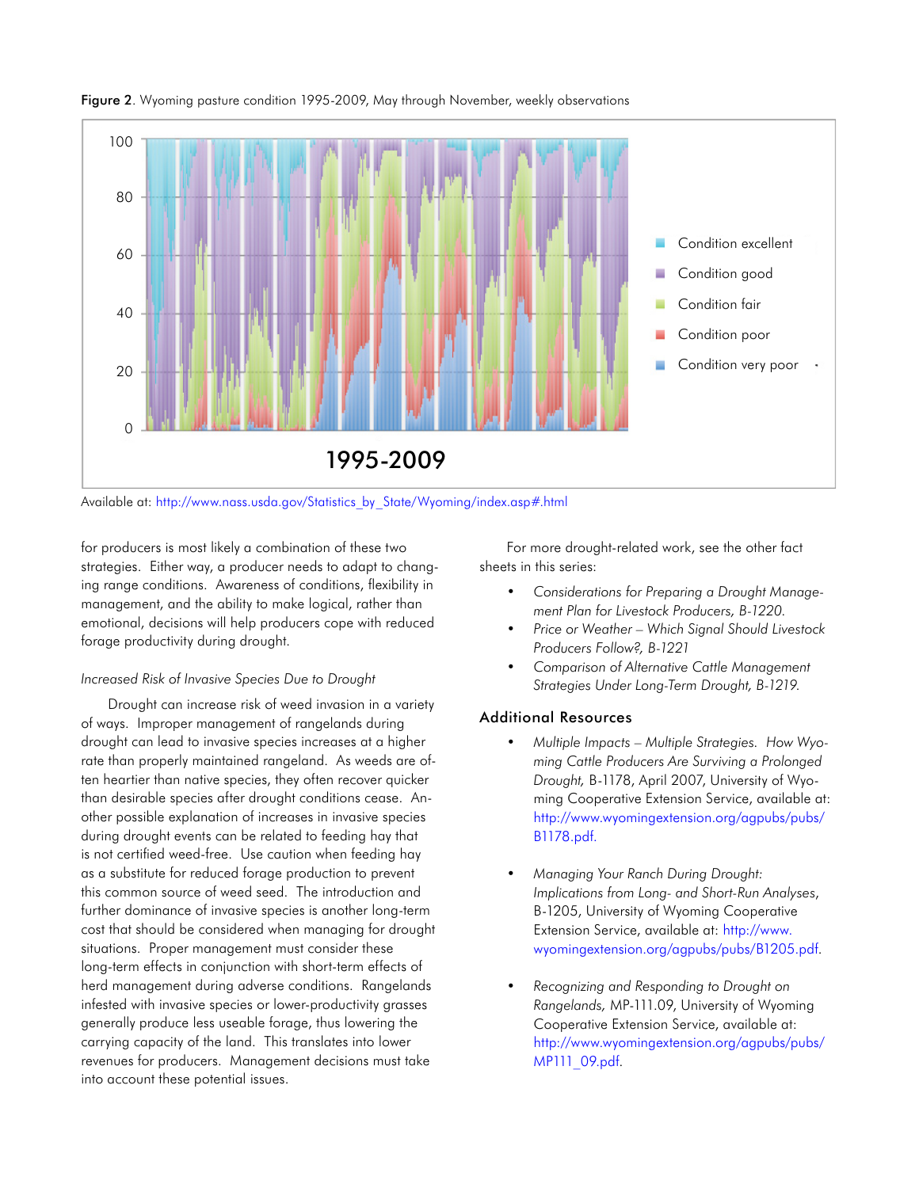**Figure 2**. Wyoming pasture condition 1995-2009, May through November, weekly observations

Available at: http://www.nass.usda.gov/Statistics_by_State/Wyoming/index.asp#.html

for producers is most likely a combination of these two strategies. Either way, a producer needs to adapt to changing range conditions. Awareness of conditions, flexibility in management, and the ability to make logical, rather than emotional, decisions will help producers cope with reduced forage productivity during drought.

*Increased Risk of Invasive Species Due to Drought*

Drought can increase risk of weed invasion in a variety of ways. Improper management of rangelands during drought can lead to invasive species increases at a higher rate than properly maintained rangeland. As weeds are often heartier than native species, they often recover quicker than desirable species after drought conditions cease. Another possible explanation of increases in invasive species during drought events can be related to feeding hay that is not certified weed-free. Use caution when feeding hay as a substitute for reduced forage production to prevent this common source of weed seed. The introduction and further dominance of invasive species is another long-term cost that should be considered when managing for drought situations. Proper management must consider these long-term effects in conjunction with short-term effects of herd management during adverse conditions. Rangelands infested with invasive species or lower-productivity grasses generally produce less useable forage, thus lowering the carrying capacity of the land. This translates into lower revenues for producers. Management decisions must take into account these potential issues.

For more drought-related work, see the other fact sheets in this series:

- *Considerations for Preparing a Drought Management Plan for Livestock Producers, B-1220.*
- *Price or Weather – Which Signal Should Livestock Producers Follow?, B-1221*
- *Comparison of Alternative Cattle Management Strategies Under Long-Term Drought, B-1219.*

## Additional Resources

- *Multiple Impacts – Multiple Strategies. How Wyoming Cattle Producers Are Surviving a Prolonged Drought,* B-1178, April 2007, University of Wyoming Cooperative Extension Service, available at: http://www.wyomingextension.org/agpubs/pubs/B1178.pdf.

- *Managing Your Ranch During Drought: Implications from Long- and Short-Run Analyses*, B-1205, University of Wyoming Cooperative Extension Service, available at: http://www.wyomingextension.org/agpubs/pubs/B1205.pdf.

- *Recognizing and Responding to Drought on Rangelands,* MP-111.09, University of Wyoming Cooperative Extension Service, available at: http://www.wyomingextension.org/agpubs/pubs/MP111_09.pdf.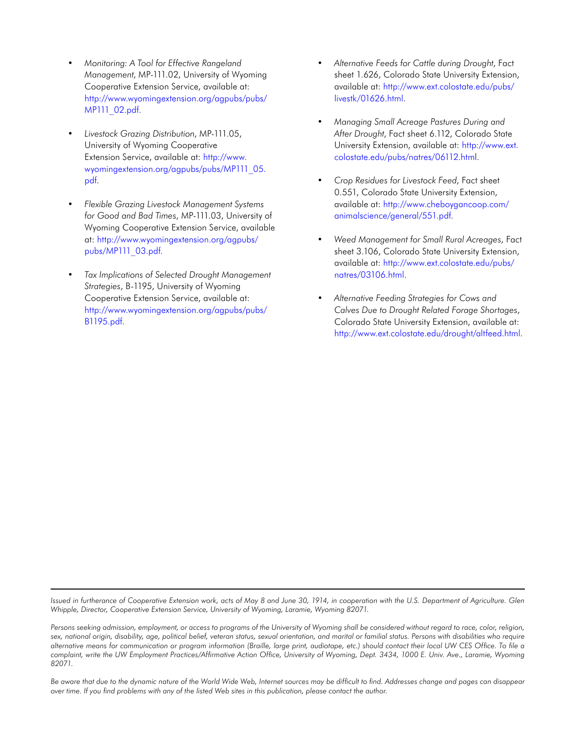- *Monitoring: A Tool for Effective Rangeland Management*, MP-111.02, University of Wyoming Cooperative Extension Service, available at: http://www.wyomingextension.org/agpubs/pubs/MP111_02.pdf.

- *Livestock Grazing Distribution*, MP-111.05, University of Wyoming Cooperative Extension Service, available at: http://www.wyomingextension.org/agpubs/pubs/MP111_05.pdf.

- *Flexible Grazing Livestock Management Systems for Good and Bad Times*, MP-111.03, University of Wyoming Cooperative Extension Service, available at: http://www.wyomingextension.org/agpubs/pubs/MP111_03.pdf.

- *Tax Implications of Selected Drought Management Strategies*, B-1195, University of Wyoming Cooperative Extension Service, available at: http://www.wyomingextension.org/agpubs/pubs/B1195.pdf.

- *Alternative Feeds for Cattle during Drought*, Fact sheet 1.626, Colorado State University Extension, available at: http://www.ext.colostate.edu/pubs/livestk/01626.html.

- *Managing Small Acreage Pastures During and After Drought*, Fact sheet 6.112, Colorado State University Extension, available at: http://www.ext.colostate.edu/pubs/natres/06112.html.

- *Crop Residues for Livestock Feed*, Fact sheet 0.551, Colorado State University Extension, available at: http://www.cheboygancoop.com/animalscience/general/551.pdf.

- *Weed Management for Small Rural Acreages*, Fact sheet 3.106, Colorado State University Extension, available at: http://www.ext.colostate.edu/pubs/natres/03106.html.

- *Alternative Feeding Strategies for Cows and Calves Due to Drought Related Forage Shortages*, Colorado State University Extension, available at: http://www.ext.colostate.edu/drought/altfeed.html.

---

*Issued in furtherance of Cooperative Extension work, acts of May 8 and June 30, 1914, in cooperation with the U.S. Department of Agriculture. Glen Whipple, Director, Cooperative Extension Service, University of Wyoming, Laramie, Wyoming 82071.*

*Persons seeking admission, employment, or access to programs of the University of Wyoming shall be considered without regard to race, color, religion, sex, national origin, disability, age, political belief, veteran status, sexual orientation, and marital or familial status. Persons with disabilities who require alternative means for communication or program information (Braille, large print, audiotape, etc.) should contact their local UW CES Office. To file a complaint, write the UW Employment Practices/Affirmative Action Office, University of Wyoming, Dept. 3434, 1000 E. Univ. Ave., Laramie, Wyoming 82071.*

*Be aware that due to the dynamic nature of the World Wide Web, Internet sources may be difficult to find. Addresses change and pages can disappear over time. If you find problems with any of the listed Web sites in this publication, please contact the author.*